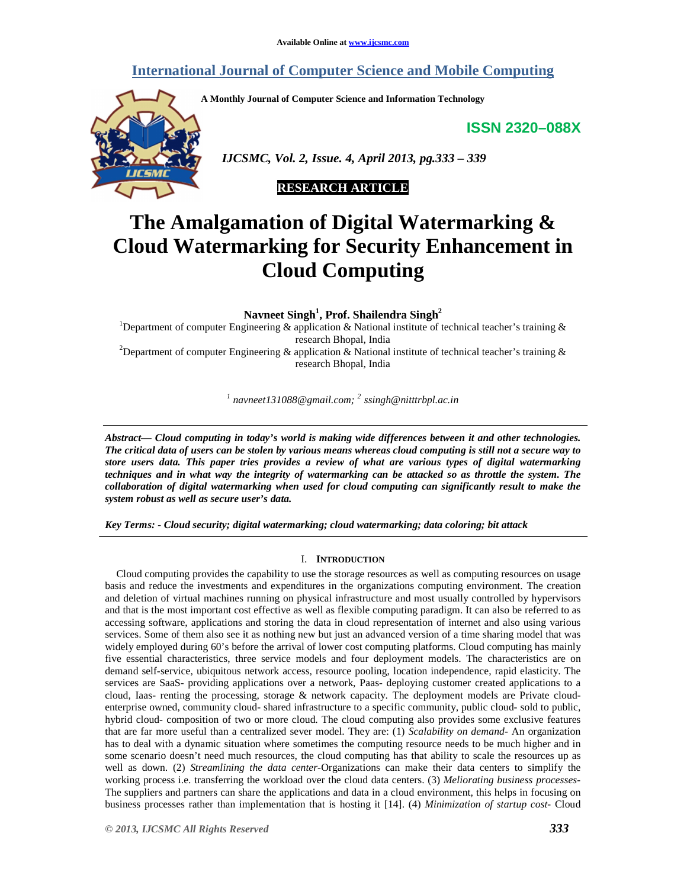Available Online at www.ijcsmc.com

# International Journal of Computer Science and Mobile Computing

A Monthly Journal of Computer Science and Information Technology

ISSN 2320–088X

*IJCSMC, Vol. 2, Issue. 4, April 2013, pg.333 – 339*

**RESEARCH ARTICLE**

# The Amalgamation of Digital Watermarking & Cloud Watermarking for Security Enhancement in Cloud Computing

**Navneet Singh[1], Prof. Shailendra Singh[2]**

[1]Department of computer Engineering & application & National institute of technical teacher's training & research Bhopal, India

[2]Department of computer Engineering & application & National institute of technical teacher's training & research Bhopal, India

[1] *navneet131088@gmail.com;* [2] *ssingh@nitttrbpl.ac.in*

***Abstract— Cloud computing in today's world is making wide differences between it and other technologies. The critical data of users can be stolen by various means whereas cloud computing is still not a secure way to store users data. This paper tries provides a review of what are various types of digital watermarking techniques and in what way the integrity of watermarking can be attacked so as throttle the system. The collaboration of digital watermarking when used for cloud computing can significantly result to make the system robust as well as secure user's data.***

***Key Terms: - Cloud security; digital watermarking; cloud watermarking; data coloring; bit attack***

## I. Introduction

Cloud computing provides the capability to use the storage resources as well as computing resources on usage basis and reduce the investments and expenditures in the organizations computing environment. The creation and deletion of virtual machines running on physical infrastructure and most usually controlled by hypervisors and that is the most important cost effective as well as flexible computing paradigm. It can also be referred to as accessing software, applications and storing the data in cloud representation of internet and also using various services. Some of them also see it as nothing new but just an advanced version of a time sharing model that was widely employed during 60's before the arrival of lower cost computing platforms. Cloud computing has mainly five essential characteristics, three service models and four deployment models. The characteristics are on demand self-service, ubiquitous network access, resource pooling, location independence, rapid elasticity. The services are SaaS- providing applications over a network, Paas- deploying customer created applications to a cloud, Iaas- renting the processing, storage & network capacity. The deployment models are Private cloud- enterprise owned, community cloud- shared infrastructure to a specific community, public cloud- sold to public, hybrid cloud- composition of two or more cloud. The cloud computing also provides some exclusive features that are far more useful than a centralized sever model. They are: (1) *Scalability on demand*- An organization has to deal with a dynamic situation where sometimes the computing resource needs to be much higher and in some scenario doesn't need much resources, the cloud computing has that ability to scale the resources up as well as down. (2) *Streamlining the data center*-Organizations can make their data centers to simplify the working process i.e. transferring the workload over the cloud data centers. (3) *Meliorating business processes*- The suppliers and partners can share the applications and data in a cloud environment, this helps in focusing on business processes rather than implementation that is hosting it [14]. (4) *Minimization of startup cost*- Cloud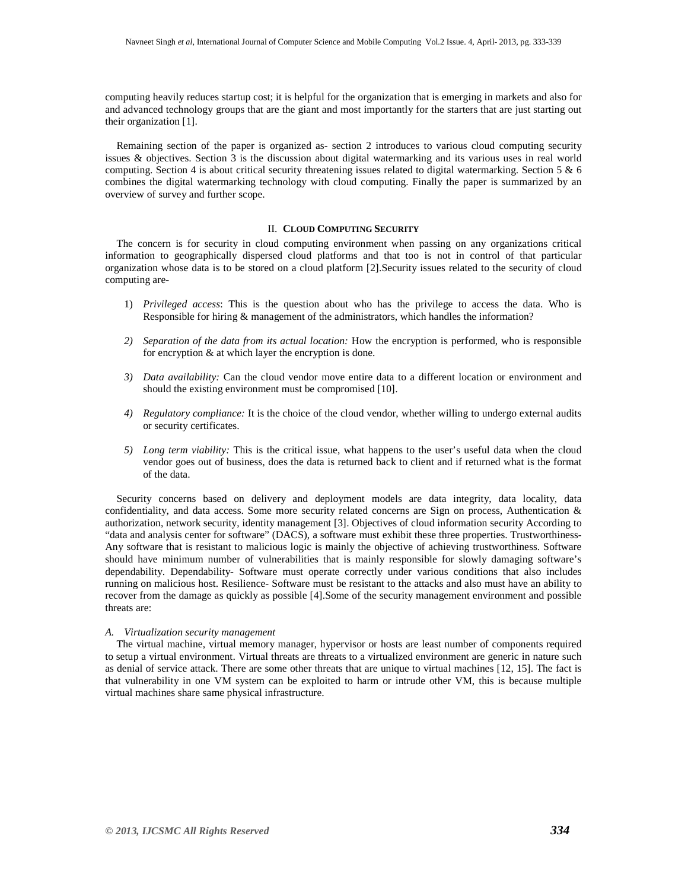computing heavily reduces startup cost; it is helpful for the organization that is emerging in markets and also for and advanced technology groups that are the giant and most importantly for the starters that are just starting out their organization [1].

Remaining section of the paper is organized as- section 2 introduces to various cloud computing security issues & objectives. Section 3 is the discussion about digital watermarking and its various uses in real world computing. Section 4 is about critical security threatening issues related to digital watermarking. Section 5 & 6 combines the digital watermarking technology with cloud computing. Finally the paper is summarized by an overview of survey and further scope.

## II. Cloud Computing Security

The concern is for security in cloud computing environment when passing on any organizations critical information to geographically dispersed cloud platforms and that too is not in control of that particular organization whose data is to be stored on a cloud platform [2].Security issues related to the security of cloud computing are-

1) *Privileged access*: This is the question about who has the privilege to access the data. Who is Responsible for hiring & management of the administrators, which handles the information?

2) *Separation of the data from its actual location:* How the encryption is performed, who is responsible for encryption & at which layer the encryption is done.

3) *Data availability:* Can the cloud vendor move entire data to a different location or environment and should the existing environment must be compromised [10].

4) *Regulatory compliance:* It is the choice of the cloud vendor, whether willing to undergo external audits or security certificates.

5) *Long term viability:* This is the critical issue, what happens to the user's useful data when the cloud vendor goes out of business, does the data is returned back to client and if returned what is the format of the data.

Security concerns based on delivery and deployment models are data integrity, data locality, data confidentiality, and data access. Some more security related concerns are Sign on process, Authentication & authorization, network security, identity management [3]. Objectives of cloud information security According to "data and analysis center for software" (DACS), a software must exhibit these three properties. Trustworthiness- Any software that is resistant to malicious logic is mainly the objective of achieving trustworthiness. Software should have minimum number of vulnerabilities that is mainly responsible for slowly damaging software's dependability. Dependability- Software must operate correctly under various conditions that also includes running on malicious host. Resilience- Software must be resistant to the attacks and also must have an ability to recover from the damage as quickly as possible [4].Some of the security management environment and possible threats are:

### A. *Virtualization security management*

The virtual machine, virtual memory manager, hypervisor or hosts are least number of components required to setup a virtual environment. Virtual threats are threats to a virtualized environment are generic in nature such as denial of service attack. There are some other threats that are unique to virtual machines [12, 15]. The fact is that vulnerability in one VM system can be exploited to harm or intrude other VM, this is because multiple virtual machines share same physical infrastructure.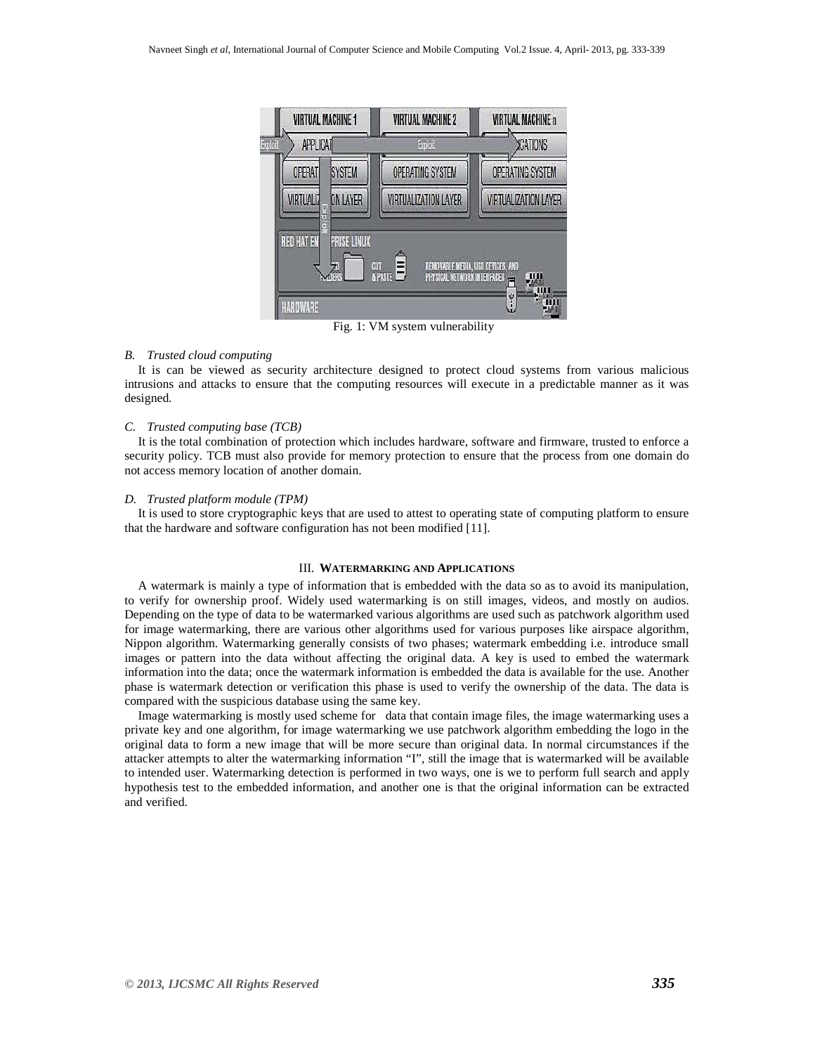Fig. 1: VM system vulnerability

### *B. Trusted cloud computing*

It is can be viewed as security architecture designed to protect cloud systems from various malicious intrusions and attacks to ensure that the computing resources will execute in a predictable manner as it was designed.

### *C. Trusted computing base (TCB)*

It is the total combination of protection which includes hardware, software and firmware, trusted to enforce a security policy. TCB must also provide for memory protection to ensure that the process from one domain do not access memory location of another domain.

### *D. Trusted platform module (TPM)*

It is used to store cryptographic keys that are used to attest to operating state of computing platform to ensure that the hardware and software configuration has not been modified [11].

## III. WATERMARKING AND APPLICATIONS

A watermark is mainly a type of information that is embedded with the data so as to avoid its manipulation, to verify for ownership proof. Widely used watermarking is on still images, videos, and mostly on audios. Depending on the type of data to be watermarked various algorithms are used such as patchwork algorithm used for image watermarking, there are various other algorithms used for various purposes like airspace algorithm, Nippon algorithm. Watermarking generally consists of two phases; watermark embedding i.e. introduce small images or pattern into the data without affecting the original data. A key is used to embed the watermark information into the data; once the watermark information is embedded the data is available for the use. Another phase is watermark detection or verification this phase is used to verify the ownership of the data. The data is compared with the suspicious database using the same key.

Image watermarking is mostly used scheme for data that contain image files, the image watermarking uses a private key and one algorithm, for image watermarking we use patchwork algorithm embedding the logo in the original data to form a new image that will be more secure than original data. In normal circumstances if the attacker attempts to alter the watermarking information "I", still the image that is watermarked will be available to intended user. Watermarking detection is performed in two ways, one is we to perform full search and apply hypothesis test to the embedded information, and another one is that the original information can be extracted and verified.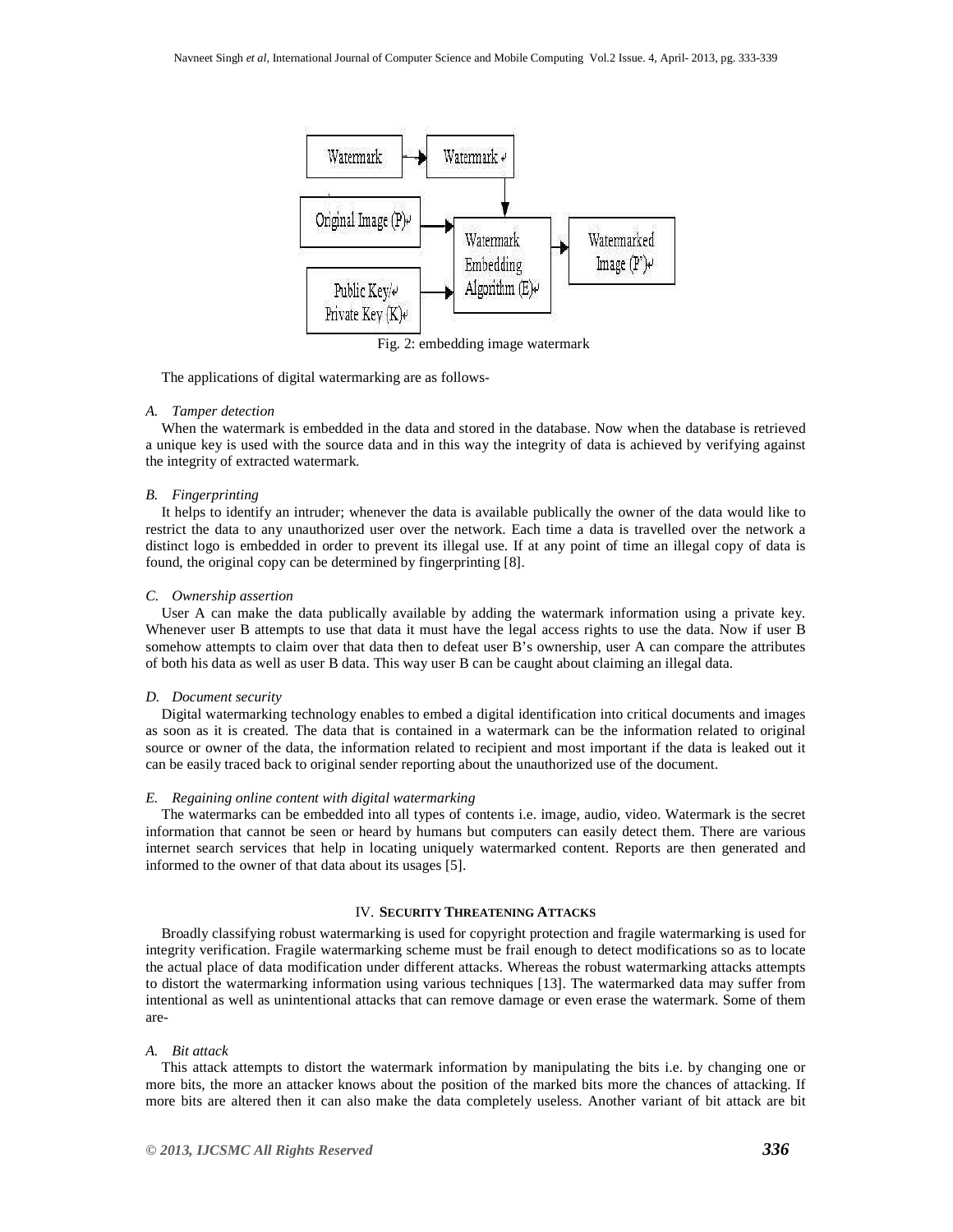Fig. 2: embedding image watermark

The applications of digital watermarking are as follows-

### *A. Tamper detection*

When the watermark is embedded in the data and stored in the database. Now when the database is retrieved a unique key is used with the source data and in this way the integrity of data is achieved by verifying against the integrity of extracted watermark.

### *B. Fingerprinting*

It helps to identify an intruder; whenever the data is available publically the owner of the data would like to restrict the data to any unauthorized user over the network. Each time a data is travelled over the network a distinct logo is embedded in order to prevent its illegal use. If at any point of time an illegal copy of data is found, the original copy can be determined by fingerprinting [8].

### *C. Ownership assertion*

User A can make the data publically available by adding the watermark information using a private key. Whenever user B attempts to use that data it must have the legal access rights to use the data. Now if user B somehow attempts to claim over that data then to defeat user B's ownership, user A can compare the attributes of both his data as well as user B data. This way user B can be caught about claiming an illegal data.

### *D. Document security*

Digital watermarking technology enables to embed a digital identification into critical documents and images as soon as it is created. The data that is contained in a watermark can be the information related to original source or owner of the data, the information related to recipient and most important if the data is leaked out it can be easily traced back to original sender reporting about the unauthorized use of the document.

### *E. Regaining online content with digital watermarking*

The watermarks can be embedded into all types of contents i.e. image, audio, video. Watermark is the secret information that cannot be seen or heard by humans but computers can easily detect them. There are various internet search services that help in locating uniquely watermarked content. Reports are then generated and informed to the owner of that data about its usages [5].

## IV. SECURITY THREATENING ATTACKS

Broadly classifying robust watermarking is used for copyright protection and fragile watermarking is used for integrity verification. Fragile watermarking scheme must be frail enough to detect modifications so as to locate the actual place of data modification under different attacks. Whereas the robust watermarking attacks attempts to distort the watermarking information using various techniques [13]. The watermarked data may suffer from intentional as well as unintentional attacks that can remove damage or even erase the watermark. Some of them are-

### *A. Bit attack*

This attack attempts to distort the watermark information by manipulating the bits i.e. by changing one or more bits, the more an attacker knows about the position of the marked bits more the chances of attacking. If more bits are altered then it can also make the data completely useless. Another variant of bit attack are bit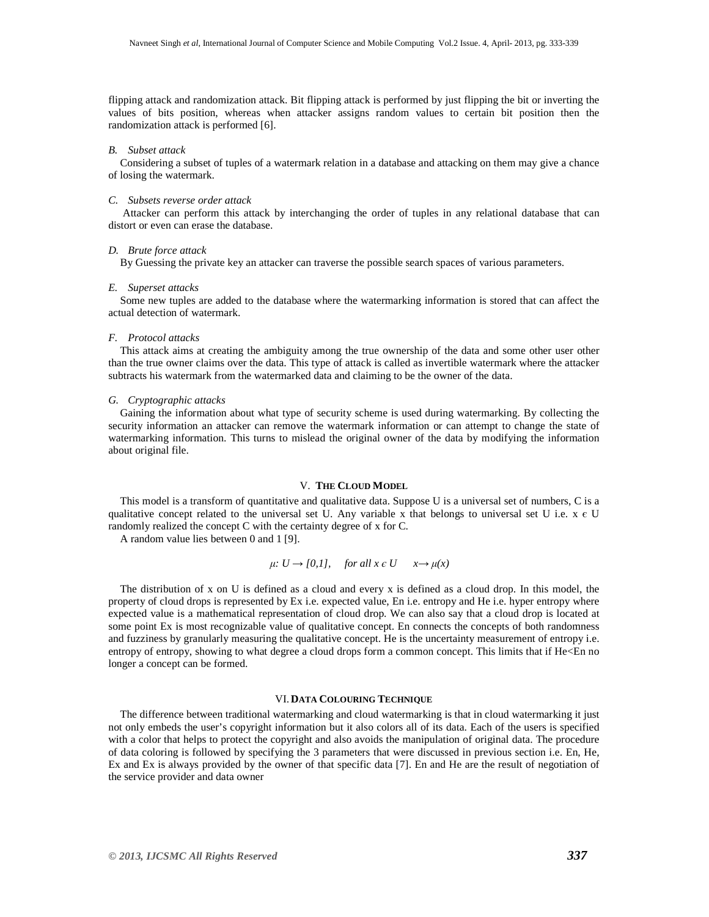flipping attack and randomization attack. Bit flipping attack is performed by just flipping the bit or inverting the values of bits position, whereas when attacker assigns random values to certain bit position then the randomization attack is performed [6].

### B. *Subset attack*

Considering a subset of tuples of a watermark relation in a database and attacking on them may give a chance of losing the watermark.

### C. *Subsets reverse order attack*

Attacker can perform this attack by interchanging the order of tuples in any relational database that can distort or even can erase the database.

### D. *Brute force attack*

By Guessing the private key an attacker can traverse the possible search spaces of various parameters.

### E. *Superset attacks*

Some new tuples are added to the database where the watermarking information is stored that can affect the actual detection of watermark.

### F. *Protocol attacks*

This attack aims at creating the ambiguity among the true ownership of the data and some other user other than the true owner claims over the data. This type of attack is called as invertible watermark where the attacker subtracts his watermark from the watermarked data and claiming to be the owner of the data.

### G. *Cryptographic attacks*

Gaining the information about what type of security scheme is used during watermarking. By collecting the security information an attacker can remove the watermark information or can attempt to change the state of watermarking information. This turns to mislead the original owner of the data by modifying the information about original file.

## V. The Cloud Model

This model is a transform of quantitative and qualitative data. Suppose U is a universal set of numbers, C is a qualitative concept related to the universal set U. Any variable x that belongs to universal set U i.e. $x \in U$ randomly realized the concept C with the certainty degree of x for C.

A random value lies between 0 and 1 [9].

$$\mu: U \rightarrow [0,1], \quad \text{for all } x \in U \quad x \rightarrow \mu(x)$$

The distribution of x on U is defined as a cloud and every x is defined as a cloud drop. In this model, the property of cloud drops is represented by Ex i.e. expected value, En i.e. entropy and He i.e. hyper entropy where expected value is a mathematical representation of cloud drop. We can also say that a cloud drop is located at some point Ex is most recognizable value of qualitative concept. En connects the concepts of both randomness and fuzziness by granularly measuring the qualitative concept. He is the uncertainty measurement of entropy i.e. entropy of entropy, showing to what degree a cloud drops form a common concept. This limits that if He<En no longer a concept can be formed.

## VI. Data Colouring Technique

The difference between traditional watermarking and cloud watermarking is that in cloud watermarking it just not only embeds the user's copyright information but it also colors all of its data. Each of the users is specified with a color that helps to protect the copyright and also avoids the manipulation of original data. The procedure of data coloring is followed by specifying the 3 parameters that were discussed in previous section i.e. En, He, Ex and Ex is always provided by the owner of that specific data [7]. En and He are the result of negotiation of the service provider and data owner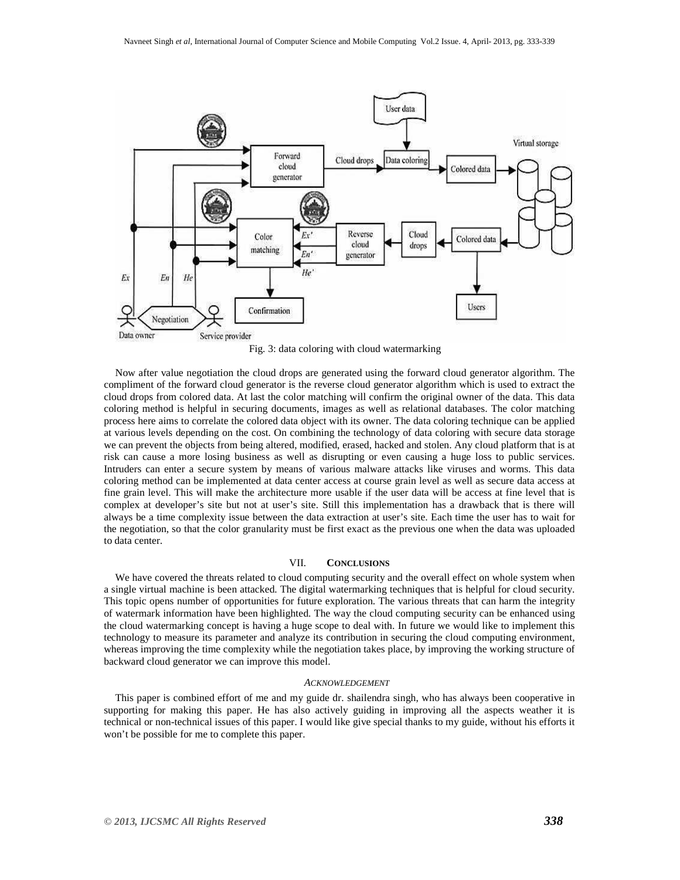Fig. 3: data coloring with cloud watermarking

Now after value negotiation the cloud drops are generated using the forward cloud generator algorithm. The compliment of the forward cloud generator is the reverse cloud generator algorithm which is used to extract the cloud drops from colored data. At last the color matching will confirm the original owner of the data. This data coloring method is helpful in securing documents, images as well as relational databases. The color matching process here aims to correlate the colored data object with its owner. The data coloring technique can be applied at various levels depending on the cost. On combining the technology of data coloring with secure data storage we can prevent the objects from being altered, modified, erased, hacked and stolen. Any cloud platform that is at risk can cause a more losing business as well as disrupting or even causing a huge loss to public services. Intruders can enter a secure system by means of various malware attacks like viruses and worms. This data coloring method can be implemented at data center access at course grain level as well as secure data access at fine grain level. This will make the architecture more usable if the user data will be access at fine level that is complex at developer's site but not at user's site. Still this implementation has a drawback that is there will always be a time complexity issue between the data extraction at user's site. Each time the user has to wait for the negotiation, so that the color granularity must be first exact as the previous one when the data was uploaded to data center.

## VII. CONCLUSIONS

We have covered the threats related to cloud computing security and the overall effect on whole system when a single virtual machine is been attacked. The digital watermarking techniques that is helpful for cloud security. This topic opens number of opportunities for future exploration. The various threats that can harm the integrity of watermark information have been highlighted. The way the cloud computing security can be enhanced using the cloud watermarking concept is having a huge scope to deal with. In future we would like to implement this technology to measure its parameter and analyze its contribution in securing the cloud computing environment, whereas improving the time complexity while the negotiation takes place, by improving the working structure of backward cloud generator we can improve this model.

### *ACKNOWLEDGEMENT*

This paper is combined effort of me and my guide dr. shailendra singh, who has always been cooperative in supporting for making this paper. He has also actively guiding in improving all the aspects weather it is technical or non-technical issues of this paper. I would like give special thanks to my guide, without his efforts it won't be possible for me to complete this paper.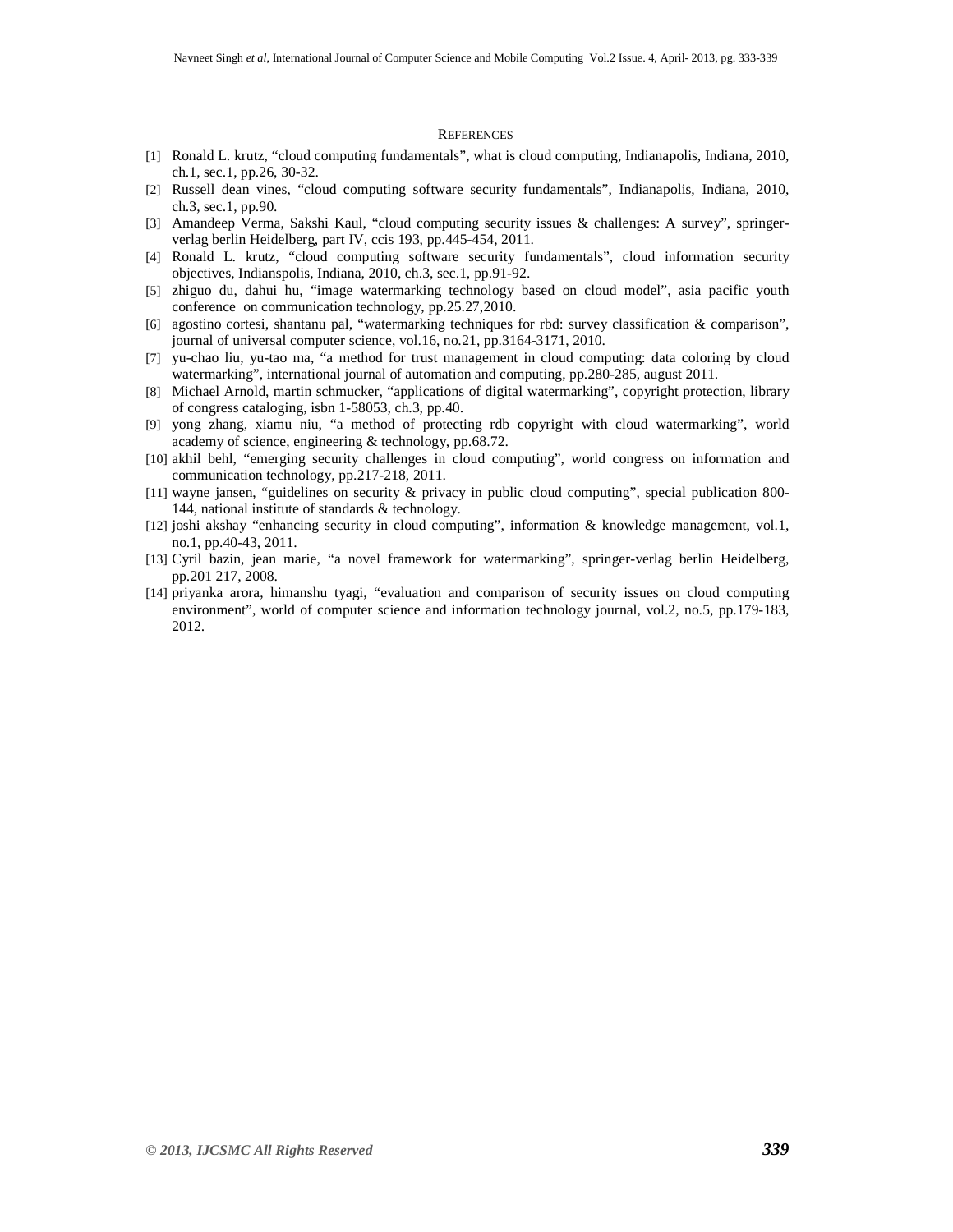## REFERENCES

[1] Ronald L. krutz, "cloud computing fundamentals", what is cloud computing, Indianapolis, Indiana, 2010, ch.1, sec.1, pp.26, 30-32.

[2] Russell dean vines, "cloud computing software security fundamentals", Indianapolis, Indiana, 2010, ch.3, sec.1, pp.90.

[3] Amandeep Verma, Sakshi Kaul, "cloud computing security issues & challenges: A survey", springer-verlag berlin Heidelberg, part IV, ccis 193, pp.445-454, 2011.

[4] Ronald L. krutz, "cloud computing software security fundamentals", cloud information security objectives, Indianspolis, Indiana, 2010, ch.3, sec.1, pp.91-92.

[5] zhiguo du, dahui hu, "image watermarking technology based on cloud model", asia pacific youth conference on communication technology, pp.25.27,2010.

[6] agostino cortesi, shantanu pal, "watermarking techniques for rbd: survey classification & comparison", journal of universal computer science, vol.16, no.21, pp.3164-3171, 2010.

[7] yu-chao liu, yu-tao ma, "a method for trust management in cloud computing: data coloring by cloud watermarking", international journal of automation and computing, pp.280-285, august 2011.

[8] Michael Arnold, martin schmucker, "applications of digital watermarking", copyright protection, library of congress cataloging, isbn 1-58053, ch.3, pp.40.

[9] yong zhang, xiamu niu, "a method of protecting rdb copyright with cloud watermarking", world academy of science, engineering & technology, pp.68.72.

[10] akhil behl, "emerging security challenges in cloud computing", world congress on information and communication technology, pp.217-218, 2011.

[11] wayne jansen, "guidelines on security & privacy in public cloud computing", special publication 800-144, national institute of standards & technology.

[12] joshi akshay "enhancing security in cloud computing", information & knowledge management, vol.1, no.1, pp.40-43, 2011.

[13] Cyril bazin, jean marie, "a novel framework for watermarking", springer-verlag berlin Heidelberg, pp.201 217, 2008.

[14] priyanka arora, himanshu tyagi, "evaluation and comparison of security issues on cloud computing environment", world of computer science and information technology journal, vol.2, no.5, pp.179-183, 2012.